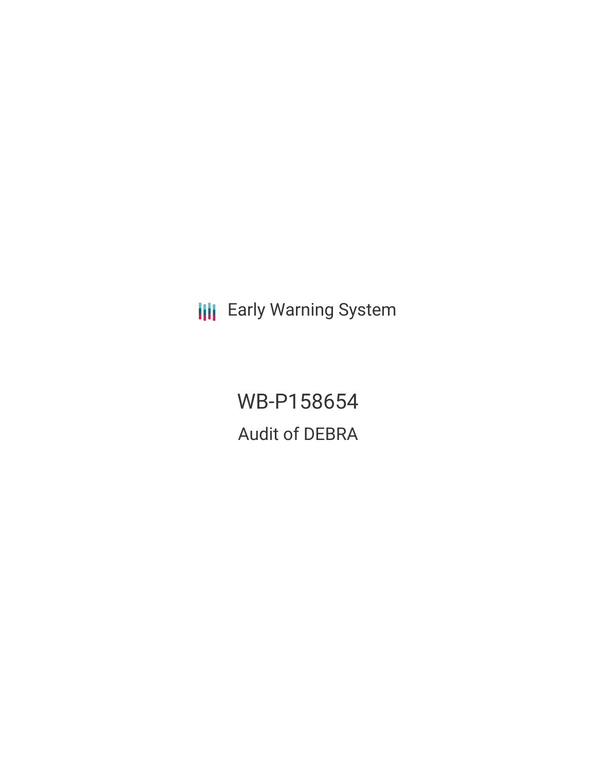Early Warning System

# WB-P158654

## Audit of DEBRA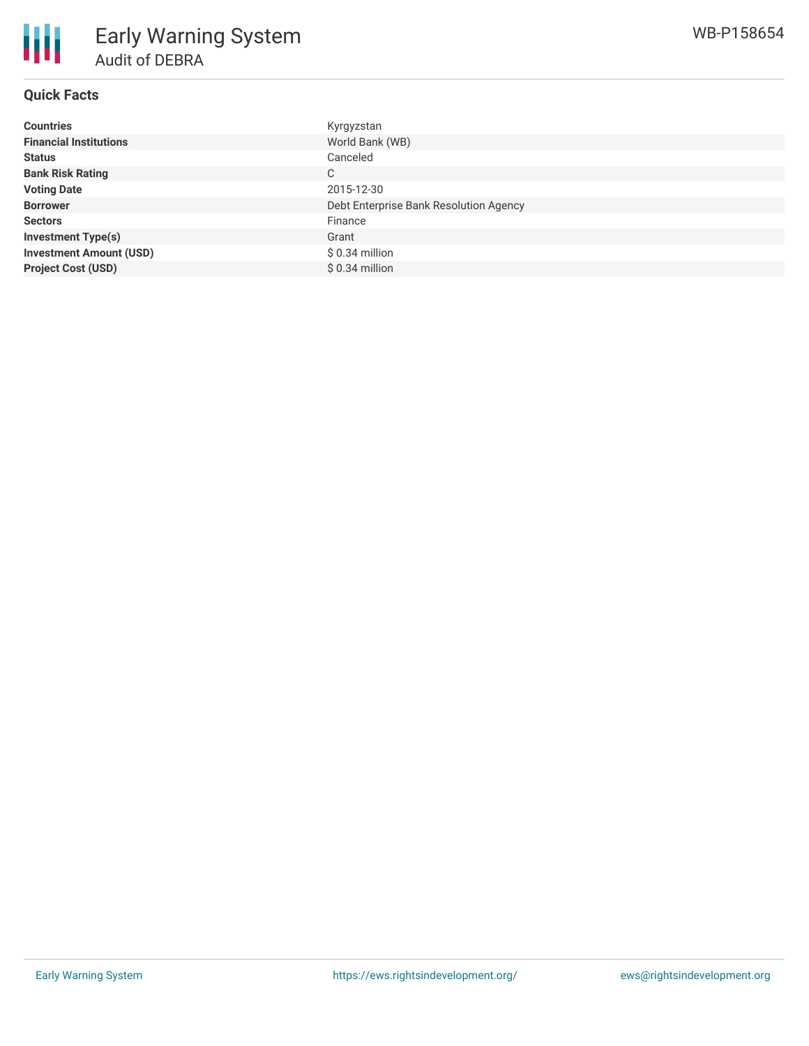# Early Warning System

## Audit of DEBRA

WB-P158654

### Quick Facts

| | |
|---|---|
| **Countries** | Kyrgyzstan |
| **Financial Institutions** | World Bank (WB) |
| **Status** | Canceled |
| **Bank Risk Rating** | C |
| **Voting Date** | 2015-12-30 |
| **Borrower** | Debt Enterprise Bank Resolution Agency |
| **Sectors** | Finance |
| **Investment Type(s)** | Grant |
| **Investment Amount (USD)** | $ 0.34 million |
| **Project Cost (USD)** | $ 0.34 million |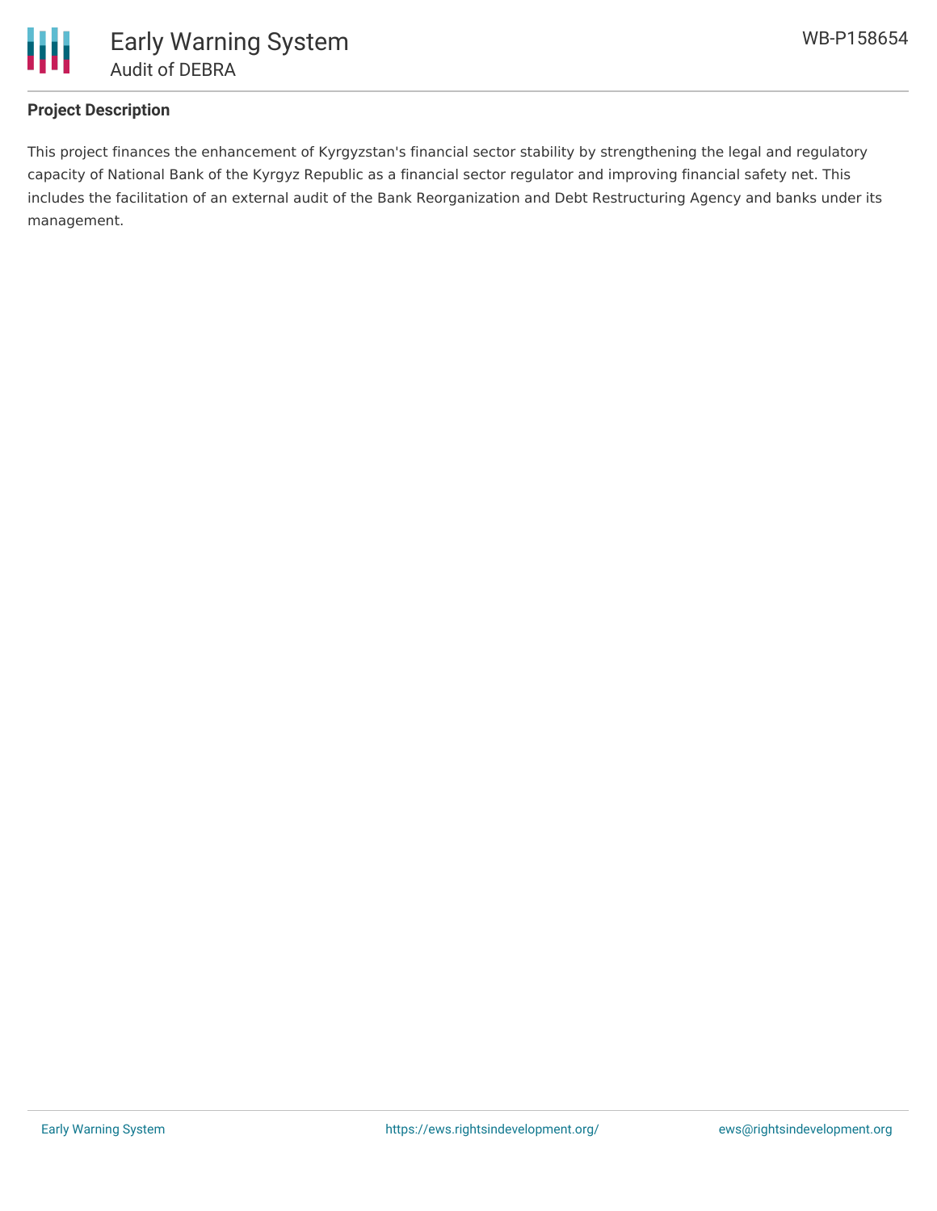## Project Description

This project finances the enhancement of Kyrgyzstan's financial sector stability by strengthening the legal and regulatory capacity of National Bank of the Kyrgyz Republic as a financial sector regulator and improving financial safety net. This includes the facilitation of an external audit of the Bank Reorganization and Debt Restructuring Agency and banks under its management.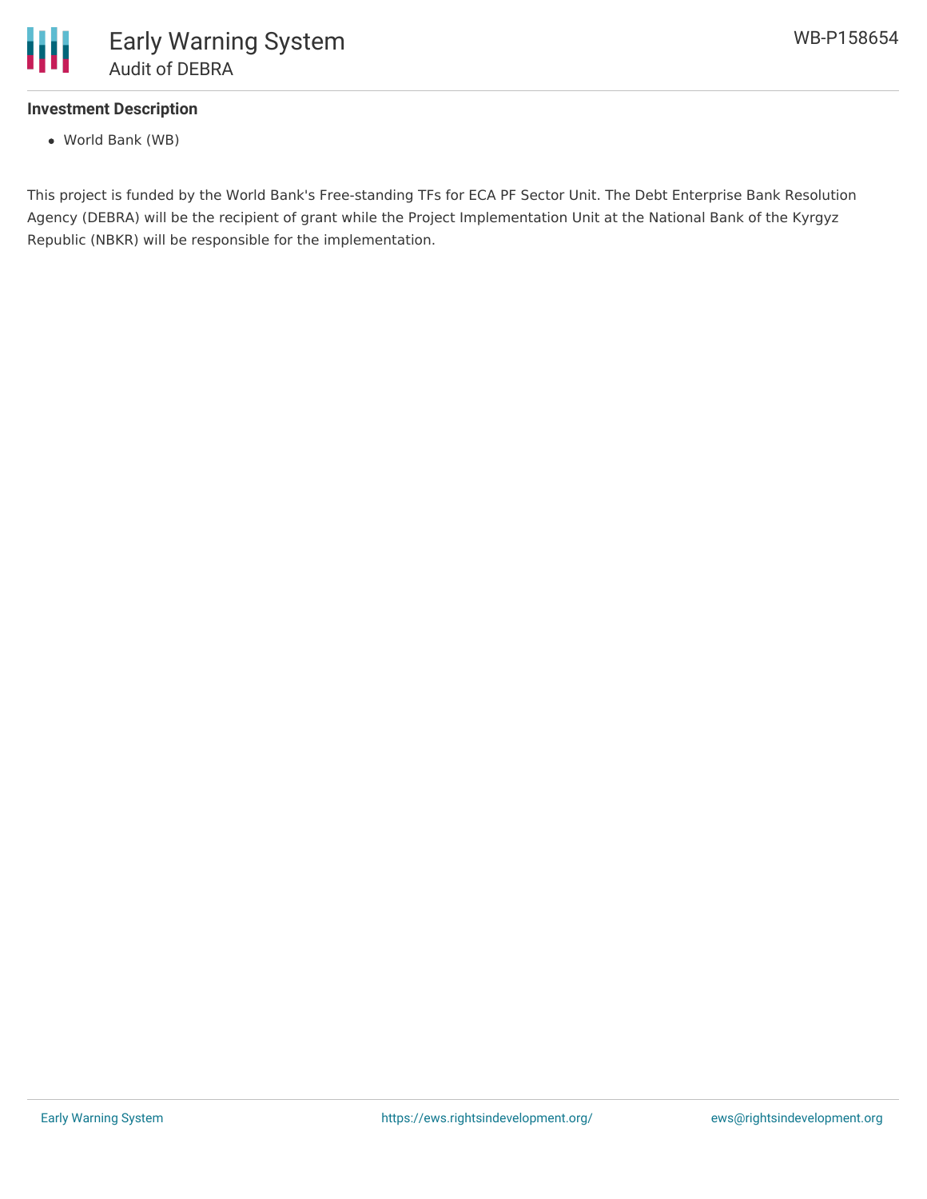**Investment Description**

- World Bank (WB)

This project is funded by the World Bank's Free-standing TFs for ECA PF Sector Unit. The Debt Enterprise Bank Resolution Agency (DEBRA) will be the recipient of grant while the Project Implementation Unit at the National Bank of the Kyrgyz Republic (NBKR) will be responsible for the implementation.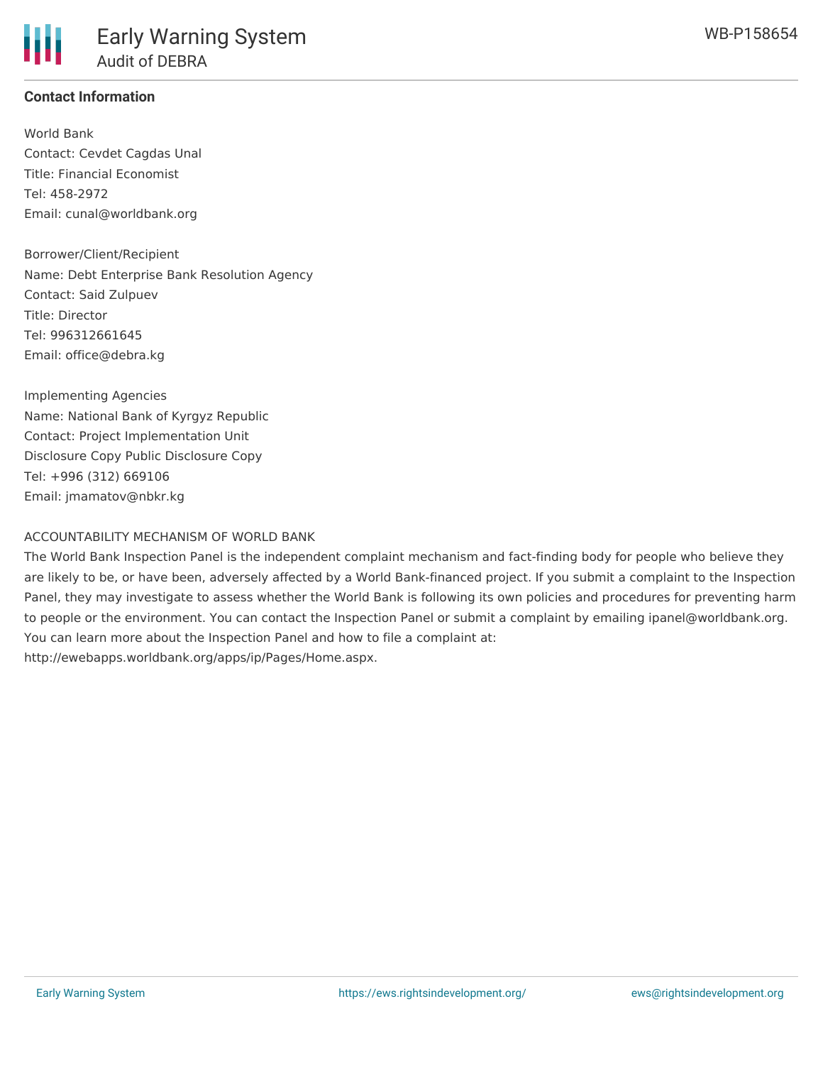**Contact Information**

World Bank
Contact: Cevdet Cagdas Unal
Title: Financial Economist
Tel: 458-2972
Email: cunal@worldbank.org

Borrower/Client/Recipient
Name: Debt Enterprise Bank Resolution Agency
Contact: Said Zulpuev
Title: Director
Tel: 996312661645
Email: office@debra.kg

Implementing Agencies
Name: National Bank of Kyrgyz Republic
Contact: Project Implementation Unit
Disclosure Copy Public Disclosure Copy
Tel: +996 (312) 669106
Email: jmamatov@nbkr.kg

ACCOUNTABILITY MECHANISM OF WORLD BANK

The World Bank Inspection Panel is the independent complaint mechanism and fact-finding body for people who believe they are likely to be, or have been, adversely affected by a World Bank-financed project. If you submit a complaint to the Inspection Panel, they may investigate to assess whether the World Bank is following its own policies and procedures for preventing harm to people or the environment. You can contact the Inspection Panel or submit a complaint by emailing ipanel@worldbank.org. You can learn more about the Inspection Panel and how to file a complaint at: http://ewebapps.worldbank.org/apps/ip/Pages/Home.aspx.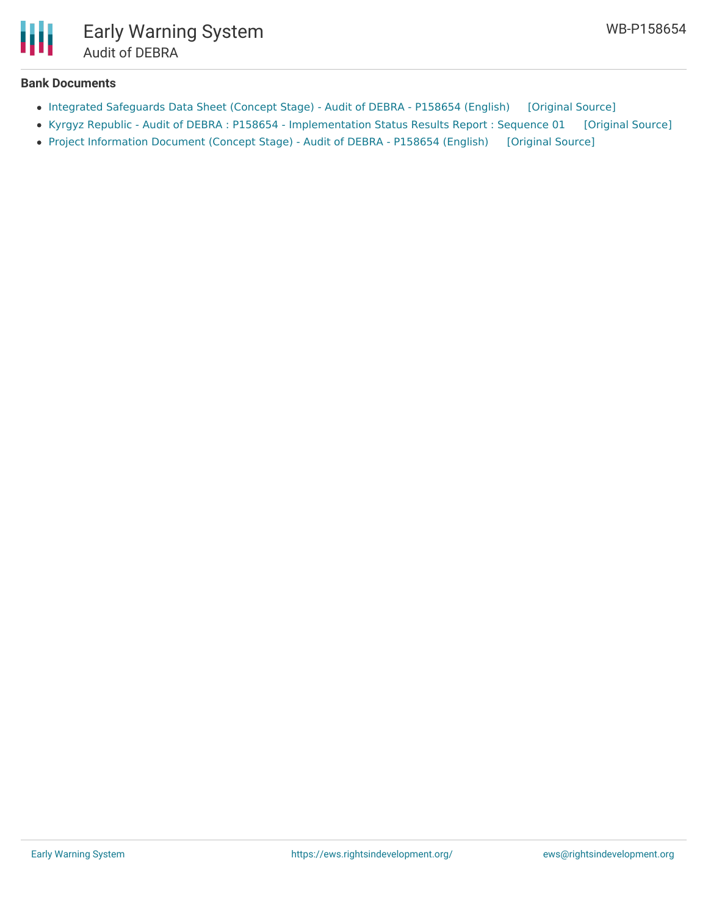**Bank Documents**

- Integrated Safeguards Data Sheet (Concept Stage) - Audit of DEBRA - P158654 (English) [Original Source]
- Kyrgyz Republic - Audit of DEBRA : P158654 - Implementation Status Results Report : Sequence 01 [Original Source]
- Project Information Document (Concept Stage) - Audit of DEBRA - P158654 (English) [Original Source]